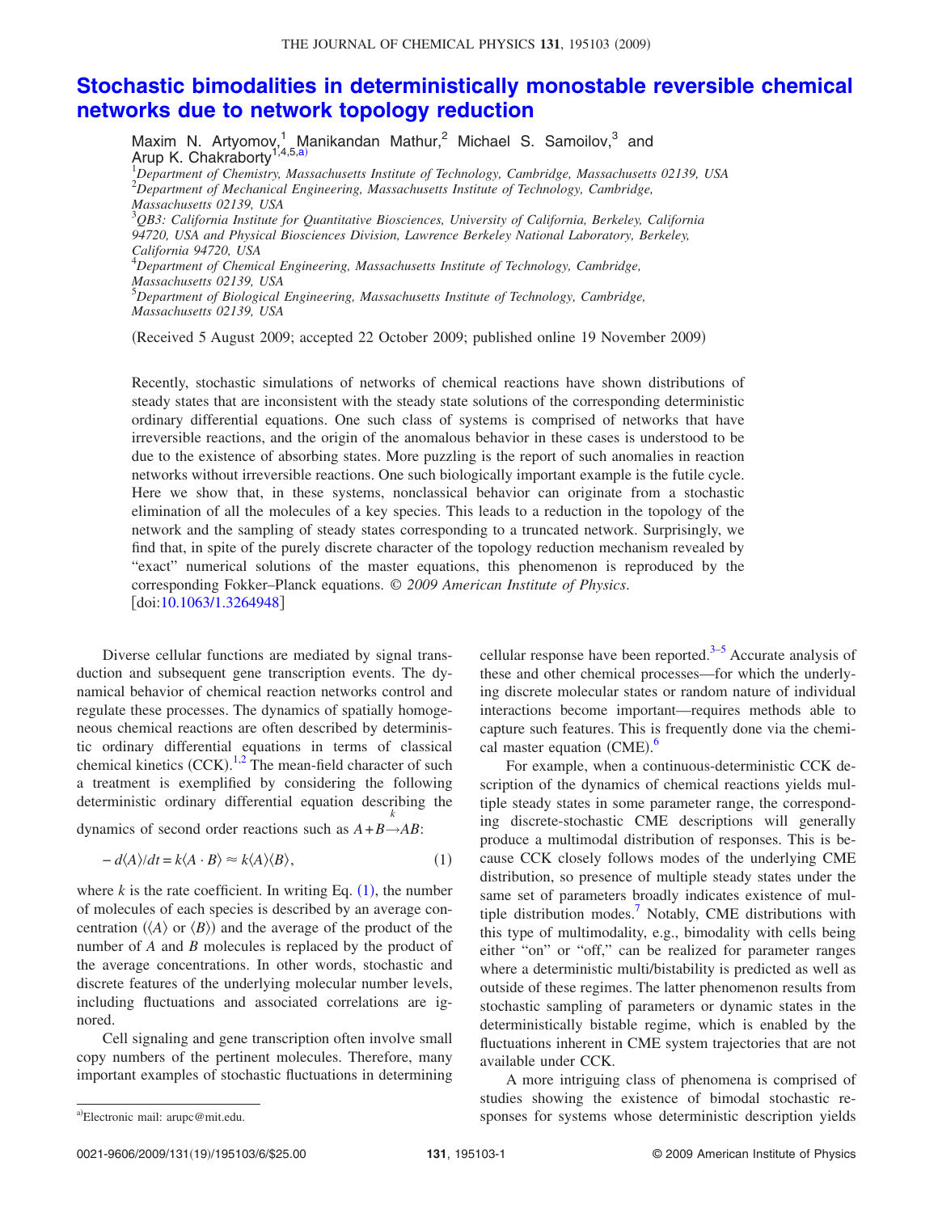# Stochastic bimodalities in deterministically monostable reversible chemical networks due to network topology reduction

Maxim N. Artyomov,[1] Manikandan Mathur,[2] Michael S. Samoilov,[3] and Arup K. Chakraborty[1,4,5,a)]

[1]*Department of Chemistry, Massachusetts Institute of Technology, Cambridge, Massachusetts 02139, USA*
[2]*Department of Mechanical Engineering, Massachusetts Institute of Technology, Cambridge, Massachusetts 02139, USA*
[3]*QB3: California Institute for Quantitative Biosciences, University of California, Berkeley, California 94720, USA and Physical Biosciences Division, Lawrence Berkeley National Laboratory, Berkeley, California 94720, USA*
[4]*Department of Chemical Engineering, Massachusetts Institute of Technology, Cambridge, Massachusetts 02139, USA*
[5]*Department of Biological Engineering, Massachusetts Institute of Technology, Cambridge, Massachusetts 02139, USA*

(Received 5 August 2009; accepted 22 October 2009; published online 19 November 2009)

Recently, stochastic simulations of networks of chemical reactions have shown distributions of steady states that are inconsistent with the steady state solutions of the corresponding deterministic ordinary differential equations. One such class of systems is comprised of networks that have irreversible reactions, and the origin of the anomalous behavior in these cases is understood to be due to the existence of absorbing states. More puzzling is the report of such anomalies in reaction networks without irreversible reactions. One such biologically important example is the futile cycle. Here we show that, in these systems, nonclassical behavior can originate from a stochastic elimination of all the molecules of a key species. This leads to a reduction in the topology of the network and the sampling of steady states corresponding to a truncated network. Surprisingly, we find that, in spite of the purely discrete character of the topology reduction mechanism revealed by "exact" numerical solutions of the master equations, this phenomenon is reproduced by the corresponding Fokker–Planck equations. © *2009 American Institute of Physics*. [doi:10.1063/1.3264948]

Diverse cellular functions are mediated by signal transduction and subsequent gene transcription events. The dynamical behavior of chemical reaction networks control and regulate these processes. The dynamics of spatially homogeneous chemical reactions are often described by deterministic ordinary differential equations in terms of classical chemical kinetics (CCK).[1,2] The mean-field character of such a treatment is exemplified by considering the following deterministic ordinary differential equation describing the dynamics of second order reactions such as $A+B\xrightarrow{k}AB$:

$$-d\langle A\rangle/dt = k\langle A\cdot B\rangle \approx k\langle A\rangle\langle B\rangle, \tag{1}$$

where $k$ is the rate coefficient. In writing Eq. (1), the number of molecules of each species is described by an average concentration ($\langle A\rangle$ or $\langle B\rangle$) and the average of the product of the number of $A$ and $B$ molecules is replaced by the product of the average concentrations. In other words, stochastic and discrete features of the underlying molecular number levels, including fluctuations and associated correlations are ignored.

Cell signaling and gene transcription often involve small copy numbers of the pertinent molecules. Therefore, many important examples of stochastic fluctuations in determining cellular response have been reported.[3–5] Accurate analysis of these and other chemical processes—for which the underlying discrete molecular states or random nature of individual interactions become important—requires methods able to capture such features. This is frequently done via the chemical master equation (CME).[6]

For example, when a continuous-deterministic CCK description of the dynamics of chemical reactions yields multiple steady states in some parameter range, the corresponding discrete-stochastic CME descriptions will generally produce a multimodal distribution of responses. This is because CCK closely follows modes of the underlying CME distribution, so presence of multiple steady states under the same set of parameters broadly indicates existence of multiple distribution modes.[7] Notably, CME distributions with this type of multimodality, e.g., bimodality with cells being either "on" or "off," can be realized for parameter ranges where a deterministic multi/bistability is predicted as well as outside of these regimes. The latter phenomenon results from stochastic sampling of parameters or dynamic states in the deterministically bistable regime, which is enabled by the fluctuations inherent in CME system trajectories that are not available under CCK.

A more intriguing class of phenomena is comprised of studies showing the existence of bimodal stochastic responses for systems whose deterministic description yields

[a)]Electronic mail: arupc@mit.edu.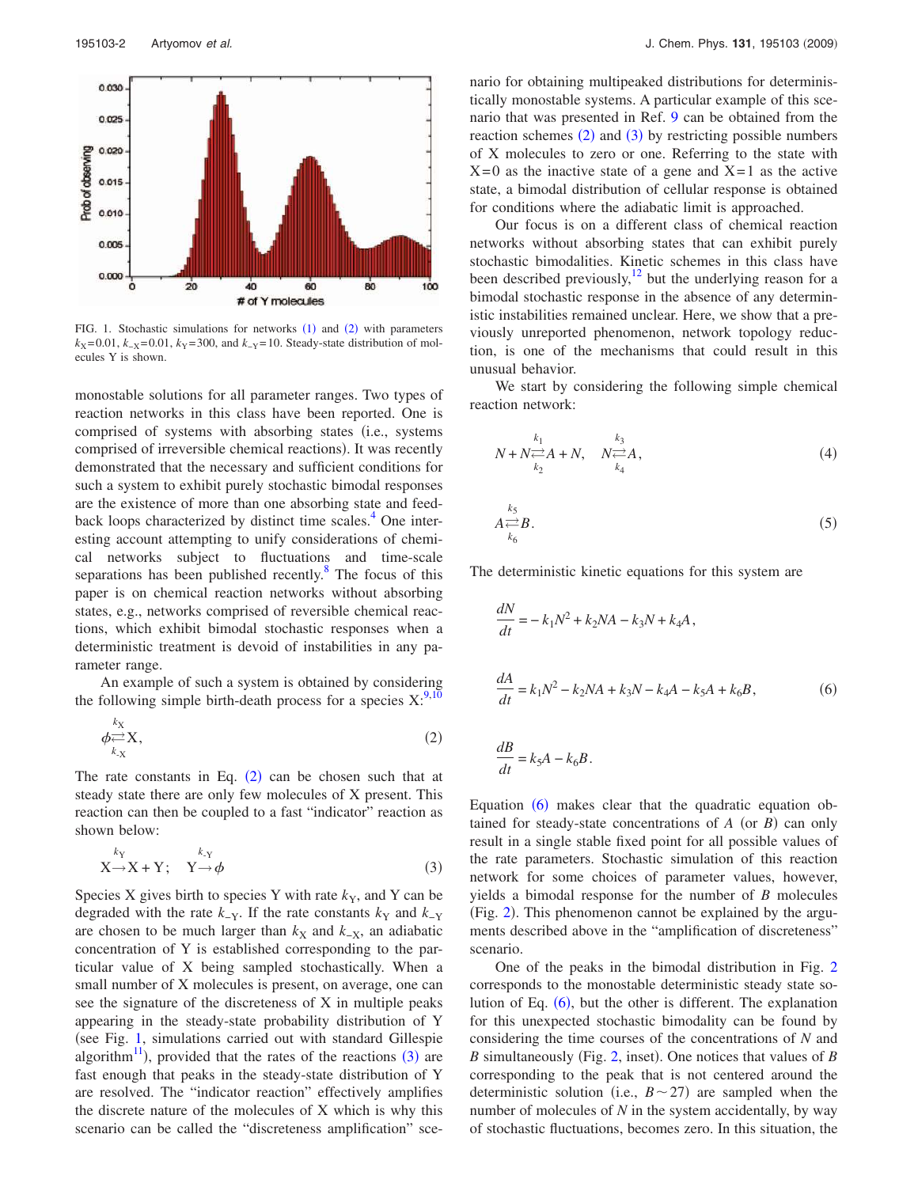FIG. 1. Stochastic simulations for networks (1) and (2) with parameters $k_X=0.01$, $k_{-X}=0.01$, $k_Y=300$, and $k_{-Y}=10$. Steady-state distribution of molecules Y is shown.

monostable solutions for all parameter ranges. Two types of reaction networks in this class have been reported. One is comprised of systems with absorbing states (i.e., systems comprised of irreversible chemical reactions). It was recently demonstrated that the necessary and sufficient conditions for such a system to exhibit purely stochastic bimodal responses are the existence of more than one absorbing state and feedback loops characterized by distinct time scales.[4] One interesting account attempting to unify considerations of chemical networks subject to fluctuations and time-scale separations has been published recently.[8] The focus of this paper is on chemical reaction networks without absorbing states, e.g., networks comprised of reversible chemical reactions, which exhibit bimodal stochastic responses when a deterministic treatment is devoid of instabilities in any parameter range.

An example of such a system is obtained by considering the following simple birth-death process for a species X:[9,10]

$$\phi \underset{k_{-X}}{\overset{k_X}{\rightleftarrows}} X, \tag{2}$$

The rate constants in Eq. (2) can be chosen such that at steady state there are only few molecules of X present. This reaction can then be coupled to a fast "indicator" reaction as shown below:

$$X \overset{k_Y}{\rightarrow} X + Y; \quad Y \overset{k_{-Y}}{\rightarrow} \phi \tag{3}$$

Species X gives birth to species Y with rate $k_Y$, and Y can be degraded with the rate $k_{-Y}$. If the rate constants $k_Y$ and $k_{-Y}$ are chosen to be much larger than $k_X$ and $k_{-X}$, an adiabatic concentration of Y is established corresponding to the particular value of X being sampled stochastically. When a small number of X molecules is present, on average, one can see the signature of the discreteness of X in multiple peaks appearing in the steady-state probability distribution of Y (see Fig. 1, simulations carried out with standard Gillespie algorithm[11]), provided that the rates of the reactions (3) are fast enough that peaks in the steady-state distribution of Y are resolved. The "indicator reaction" effectively amplifies the discrete nature of the molecules of X which is why this scenario can be called the "discreteness amplification" scenario for obtaining multipeaked distributions for deterministically monostable systems. A particular example of this scenario that was presented in Ref. 9 can be obtained from the reaction schemes (2) and (3) by restricting possible numbers of X molecules to zero or one. Referring to the state with X=0 as the inactive state of a gene and X=1 as the active state, a bimodal distribution of cellular response is obtained for conditions where the adiabatic limit is approached.

Our focus is on a different class of chemical reaction networks without absorbing states that can exhibit purely stochastic bimodalities. Kinetic schemes in this class have been described previously,[12] but the underlying reason for a bimodal stochastic response in the absence of any deterministic instabilities remained unclear. Here, we show that a previously unreported phenomenon, network topology reduction, is one of the mechanisms that could result in this unusual behavior.

We start by considering the following simple chemical reaction network:

$$N + N \underset{k_2}{\overset{k_1}{\rightleftarrows}} A + N, \quad N \underset{k_4}{\overset{k_3}{\rightleftarrows}} A, \tag{4}$$

$$A \underset{k_6}{\overset{k_5}{\rightleftarrows}} B. \tag{5}$$

The deterministic kinetic equations for this system are

$$\begin{aligned}
\frac{dN}{dt} &= -k_1N^2 + k_2NA - k_3N + k_4A, \\
\frac{dA}{dt} &= k_1N^2 - k_2NA + k_3N - k_4A - k_5A + k_6B, \\
\frac{dB}{dt} &= k_5A - k_6B.
\end{aligned} \tag{6}$$

Equation (6) makes clear that the quadratic equation obtained for steady-state concentrations of $A$ (or $B$) can only result in a single stable fixed point for all possible values of the rate parameters. Stochastic simulation of this reaction network for some choices of parameter values, however, yields a bimodal response for the number of $B$ molecules (Fig. 2). This phenomenon cannot be explained by the arguments described above in the "amplification of discreteness" scenario.

One of the peaks in the bimodal distribution in Fig. 2 corresponds to the monostable deterministic steady state solution of Eq. (6), but the other is different. The explanation for this unexpected stochastic bimodality can be found by considering the time courses of the concentrations of $N$ and $B$ simultaneously (Fig. 2, inset). One notices that values of $B$ corresponding to the peak that is not centered around the deterministic solution (i.e., $B\sim 27$) are sampled when the number of molecules of $N$ in the system accidentally, by way of stochastic fluctuations, becomes zero. In this situation, the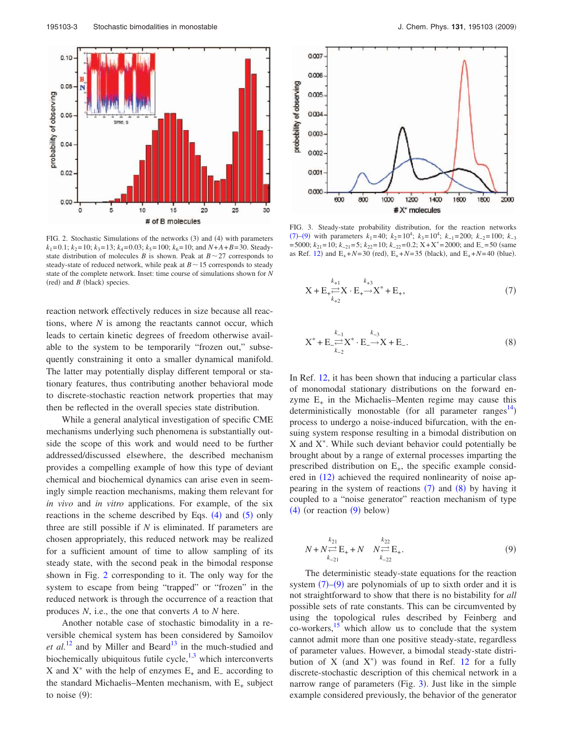FIG. 2. Stochastic Simulations of the networks (3) and (4) with parameters $k_1=0.1$; $k_2=10$; $k_3=13$; $k_4=0.03$; $k_5=100$; $k_6=10$; and $N+A+B=30$. Steady-state distribution of molecules $B$ is shown. Peak at $B\sim 27$ corresponds to steady-state of reduced network, while peak at $B\sim 15$ corresponds to steady state of the complete network. Inset: time course of simulations shown for $N$ (red) and $B$ (black) species.

reaction network effectively reduces in size because all reactions, where $N$ is among the reactants cannot occur, which leads to certain kinetic degrees of freedom otherwise available to the system to be temporarily "frozen out," subsequently constraining it onto a smaller dynamical manifold. The latter may potentially display different temporal or stationary features, thus contributing another behavioral mode to discrete-stochastic reaction network properties that may then be reflected in the overall species state distribution.

While a general analytical investigation of specific CME mechanisms underlying such phenomena is substantially outside the scope of this work and would need to be further addressed/discussed elsewhere, the described mechanism provides a compelling example of how this type of deviant chemical and biochemical dynamics can arise even in seemingly simple reaction mechanisms, making them relevant for *in vivo* and *in vitro* applications. For example, of the six reactions in the scheme described by Eqs. (4) and (5) only three are still possible if $N$ is eliminated. If parameters are chosen appropriately, this reduced network may be realized for a sufficient amount of time to allow sampling of its steady state, with the second peak in the bimodal response shown in Fig. 2 corresponding to it. The only way for the system to escape from being "trapped" or "frozen" in the reduced network is through the occurrence of a reaction that produces $N$, i.e., the one that converts $A$ to $N$ here.

Another notable case of stochastic bimodality in a reversible chemical system has been considered by Samoilov *et al.*[12] and by Miller and Beard[13] in the much-studied and biochemically ubiquitous futile cycle,[1,3] which interconverts X and $X^*$ with the help of enzymes $E_+$ and $E_-$ according to the standard Michaelis–Menten mechanism, with $E_+$ subject to noise (9):

FIG. 3. Steady-state probability distribution, for the reaction networks (7)–(9) with parameters $k_1=40$; $k_2=10^4$; $k_3=10^4$; $k_{-1}=200$; $k_{-2}=100$; $k_{-3}=5000$; $k_{21}=10$; $k_{-21}=5$; $k_{22}=10$; $k_{-22}=0.2$; $X+X^*=2000$; and $E_-=50$ (same as Ref. 12) and $E_++N=30$ (red), $E_++N=35$ (black), and $E_++N=40$ (blue).

$$X + E_+ \underset{k_{+2}}{\overset{k_{+1}}{\rightleftarrows}} X\cdot E_+ \overset{k_{+3}}{\rightarrow} X^* + E_+, \tag{7}$$

$$X^* + E_- \underset{k_{-2}}{\overset{k_{-1}}{\rightleftarrows}} X^*\cdot E_- \overset{k_{-3}}{\rightarrow} X + E_-. \tag{8}$$

In Ref. 12, it has been shown that inducing a particular class of monomodal stationary distributions on the forward enzyme $E_+$ in the Michaelis–Menten regime may cause this deterministically monostable (for all parameter ranges[14]) process to undergo a noise-induced bifurcation, with the ensuing system response resulting in a bimodal distribution on X and $X^*$. While such deviant behavior could potentially be brought about by a range of external processes imparting the prescribed distribution on $E_+$, the specific example considered in (12) achieved the required nonlinearity of noise appearing in the system of reactions (7) and (8) by having it coupled to a "noise generator" reaction mechanism of type (4) (or reaction (9) below)

$$N + N \underset{k_{-21}}{\overset{k_{21}}{\rightleftarrows}} E_+ + N \qquad N \underset{k_{-22}}{\overset{k_{22}}{\rightleftarrows}} E_+. \tag{9}$$

The deterministic steady-state equations for the reaction system (7)–(9) are polynomials of up to sixth order and it is not straightforward to show that there is no bistability for *all* possible sets of rate constants. This can be circumvented by using the topological rules described by Feinberg and co-workers,[15] which allow us to conclude that the system cannot admit more than one positive steady-state, regardless of parameter values. However, a bimodal steady-state distribution of X (and $X^*$) was found in Ref. 12 for a fully discrete-stochastic description of this chemical network in a narrow range of parameters (Fig. 3). Just like in the simple example considered previously, the behavior of the generator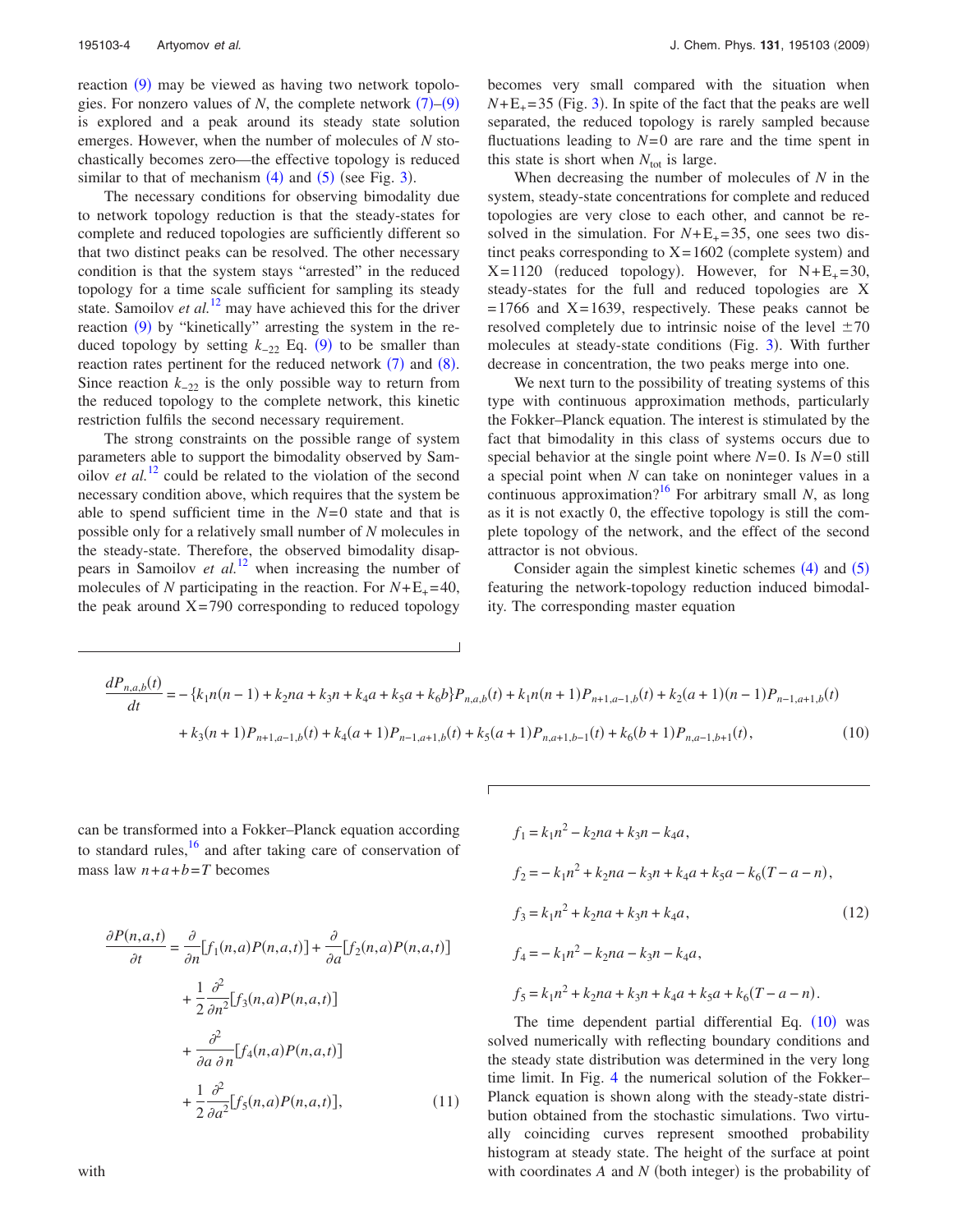reaction (9) may be viewed as having two network topologies. For nonzero values of $N$, the complete network (7)–(9) is explored and a peak around its steady state solution emerges. However, when the number of molecules of $N$ stochastically becomes zero—the effective topology is reduced similar to that of mechanism (4) and (5) (see Fig. 3).

The necessary conditions for observing bimodality due to network topology reduction is that the steady-states for complete and reduced topologies are sufficiently different so that two distinct peaks can be resolved. The other necessary condition is that the system stays "arrested" in the reduced topology for a time scale sufficient for sampling its steady state. Samoilov *et al.*[12] may have achieved this for the driver reaction (9) by "kinetically" arresting the system in the reduced topology by setting $k_{-22}$ Eq. (9) to be smaller than reaction rates pertinent for the reduced network (7) and (8). Since reaction $k_{-22}$ is the only possible way to return from the reduced topology to the complete network, this kinetic restriction fulfils the second necessary requirement.

The strong constraints on the possible range of system parameters able to support the bimodality observed by Samoilov *et al.*[12] could be related to the violation of the second necessary condition above, which requires that the system be able to spend sufficient time in the $N=0$ state and that is possible only for a relatively small number of $N$ molecules in the steady-state. Therefore, the observed bimodality disappears in Samoilov *et al.*[12] when increasing the number of molecules of $N$ participating in the reaction. For $N+E_{+}=40$, the peak around $X=790$ corresponding to reduced topology becomes very small compared with the situation when $N+E_{+}=35$ (Fig. 3). In spite of the fact that the peaks are well separated, the reduced topology is rarely sampled because fluctuations leading to $N=0$ are rare and the time spent in this state is short when $N_{\text{tot}}$ is large.

When decreasing the number of molecules of $N$ in the system, steady-state concentrations for complete and reduced topologies are very close to each other, and cannot be resolved in the simulation. For $N+E_{+}=35$, one sees two distinct peaks corresponding to $X=1602$ (complete system) and $X=1120$ (reduced topology). However, for $N+E_{+}=30$, steady-states for the full and reduced topologies are $X=1766$ and $X=1639$, respectively. These peaks cannot be resolved completely due to intrinsic noise of the level $\pm 70$ molecules at steady-state conditions (Fig. 3). With further decrease in concentration, the two peaks merge into one.

We next turn to the possibility of treating systems of this type with continuous approximation methods, particularly the Fokker–Planck equation. The interest is stimulated by the fact that bimodality in this class of systems occurs due to special behavior at the single point where $N=0$. Is $N=0$ still a special point when $N$ can take on noninteger values in a continuous approximation?[16] For arbitrary small $N$, as long as it is not exactly 0, the effective topology is still the complete topology of the network, and the effect of the second attractor is not obvious.

Consider again the simplest kinetic schemes (4) and (5) featuring the network-topology reduction induced bimodality. The corresponding master equation

$$
\begin{aligned}
\frac{dP_{n,a,b}(t)}{dt} = &-\{k_1 n(n-1) + k_2 na + k_3 n + k_4 a + k_5 a + k_6 b\}P_{n,a,b}(t) + k_1 n(n+1)P_{n+1,a-1,b}(t) + k_2(a+1)(n-1)P_{n-1,a+1,b}(t) \\
&+ k_3(n+1)P_{n+1,a-1,b}(t) + k_4(a+1)P_{n-1,a+1,b}(t) + k_5(a+1)P_{n,a+1,b-1}(t) + k_6(b+1)P_{n,a-1,b+1}(t),
\end{aligned}
\tag{10}
$$

can be transformed into a Fokker–Planck equation according to standard rules,[16] and after taking care of conservation of mass law $n+a+b=T$ becomes

$$
\begin{aligned}
\frac{\partial P(n,a,t)}{\partial t} = &\frac{\partial}{\partial n}[f_1(n,a)P(n,a,t)] + \frac{\partial}{\partial a}[f_2(n,a)P(n,a,t)] \\
&+ \frac{1}{2}\frac{\partial^2}{\partial n^2}[f_3(n,a)P(n,a,t)] \\
&+ \frac{\partial^2}{\partial a\,\partial n}[f_4(n,a)P(n,a,t)] \\
&+ \frac{1}{2}\frac{\partial^2}{\partial a^2}[f_5(n,a)P(n,a,t)],
\end{aligned}
\tag{11}
$$

with

$$
\begin{aligned}
f_1 &= k_1 n^2 - k_2 na + k_3 n - k_4 a, \\
f_2 &= -k_1 n^2 + k_2 na - k_3 n + k_4 a + k_5 a - k_6(T-a-n), \\
f_3 &= k_1 n^2 + k_2 na + k_3 n + k_4 a, \\
f_4 &= -k_1 n^2 - k_2 na - k_3 n - k_4 a, \\
f_5 &= k_1 n^2 + k_2 na + k_3 n + k_4 a + k_5 a + k_6(T-a-n).
\end{aligned}
\tag{12}
$$

The time dependent partial differential Eq. (10) was solved numerically with reflecting boundary conditions and the steady state distribution was determined in the very long time limit. In Fig. 4 the numerical solution of the Fokker–Planck equation is shown along with the steady-state distribution obtained from the stochastic simulations. Two virtually coinciding curves represent smoothed probability histogram at steady state. The height of the surface at point with coordinates $A$ and $N$ (both integer) is the probability of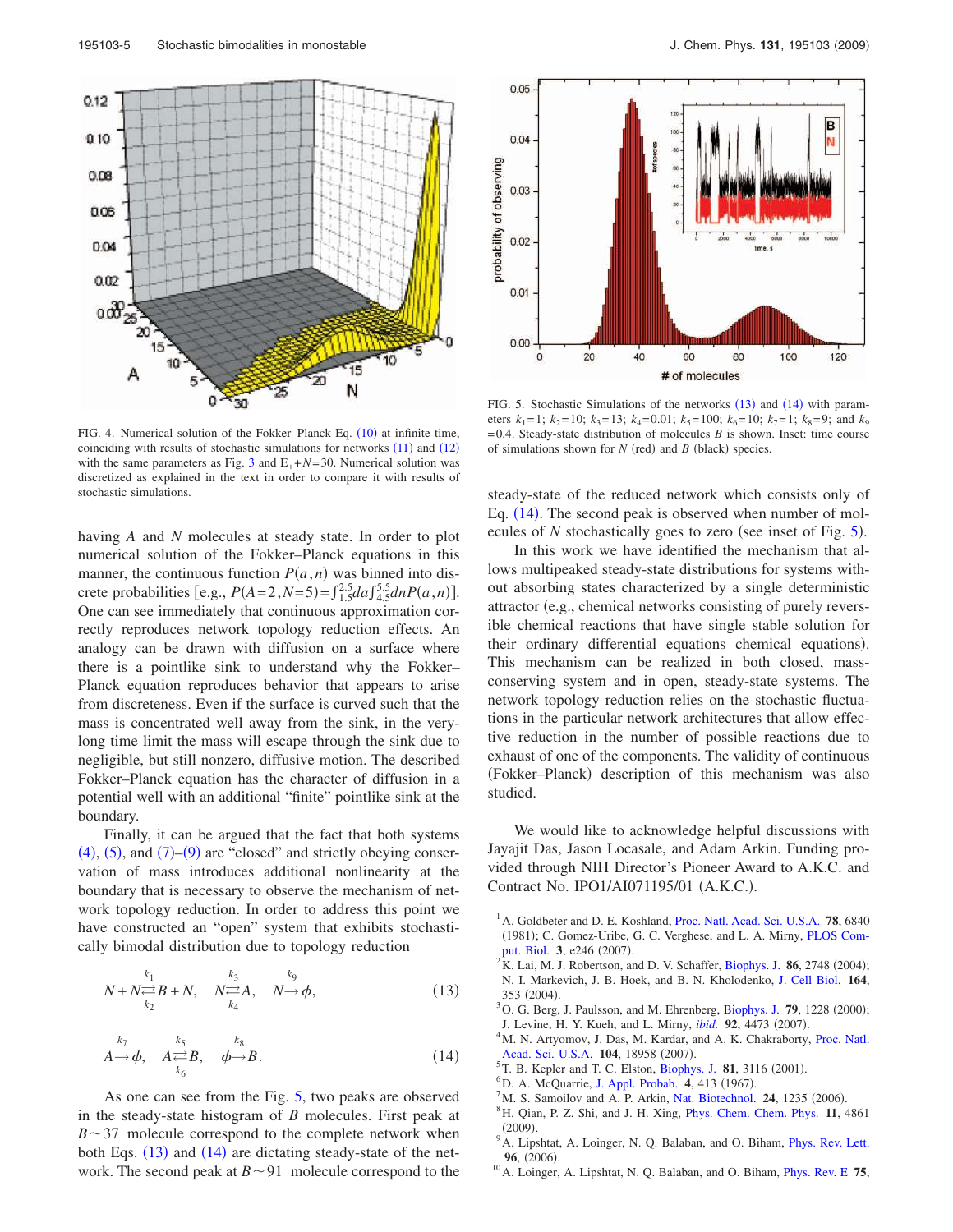FIG. 4. Numerical solution of the Fokker–Planck Eq. (10) at infinite time, coinciding with results of stochastic simulations for networks (11) and (12) with the same parameters as Fig. 3 and $E_+ + N = 30$. Numerical solution was discretized as explained in the text in order to compare it with results of stochastic simulations.

having $A$ and $N$ molecules at steady state. In order to plot numerical solution of the Fokker–Planck equations in this manner, the continuous function $P(a,n)$ was binned into discrete probabilities [e.g., $P(A=2,N=5)=\int_{1.5}^{2.5}da\int_{4.5}^{5.5}dnP(a,n)$]. One can see immediately that continuous approximation correctly reproduces network topology reduction effects. An analogy can be drawn with diffusion on a surface where there is a pointlike sink to understand why the Fokker–Planck equation reproduces behavior that appears to arise from discreteness. Even if the surface is curved such that the mass is concentrated well away from the sink, in the very-long time limit the mass will escape through the sink due to negligible, but still nonzero, diffusive motion. The described Fokker–Planck equation has the character of diffusion in a potential well with an additional "finite" pointlike sink at the boundary.

Finally, it can be argued that the fact that both systems (4), (5), and (7)–(9) are "closed" and strictly obeying conservation of mass introduces additional nonlinearity at the boundary that is necessary to observe the mechanism of network topology reduction. In order to address this point we have constructed an "open" system that exhibits stochastically bimodal distribution due to topology reduction

$$N+N \underset{k_2}{\overset{k_1}{\rightleftarrows}} B+N, \quad N \underset{k_4}{\overset{k_3}{\rightleftarrows}} A, \quad N \overset{k_9}{\rightarrow} \phi, \tag{13}$$

$$A \overset{k_7}{\rightarrow} \phi, \quad A \underset{k_6}{\overset{k_5}{\rightleftarrows}} B, \quad \phi \overset{k_8}{\rightarrow} B. \tag{14}$$

As one can see from the Fig. 5, two peaks are observed in the steady-state histogram of $B$ molecules. First peak at $B \sim 37$ molecule correspond to the complete network when both Eqs. (13) and (14) are dictating steady-state of the network. The second peak at $B \sim 91$ molecule correspond to the steady-state of the reduced network which consists only of Eq. (14). The second peak is observed when number of molecules of $N$ stochastically goes to zero (see inset of Fig. 5).

FIG. 5. Stochastic Simulations of the networks (13) and (14) with parameters $k_1=1$; $k_2=10$; $k_3=13$; $k_4=0.01$; $k_5=100$; $k_6=10$; $k_7=1$; $k_8=9$; and $k_9=0.4$. Steady-state distribution of molecules $B$ is shown. Inset: time course of simulations shown for $N$ (red) and $B$ (black) species.

In this work we have identified the mechanism that allows multipeaked steady-state distributions for systems without absorbing states characterized by a single deterministic attractor (e.g., chemical networks consisting of purely reversible chemical reactions that have single stable solution for their ordinary differential equations chemical equations). This mechanism can be realized in both closed, mass-conserving system and in open, steady-state systems. The network topology reduction relies on the stochastic fluctuations in the particular network architectures that allow effective reduction in the number of possible reactions due to exhaust of one of the components. The validity of continuous (Fokker–Planck) description of this mechanism was also studied.

We would like to acknowledge helpful discussions with Jayajit Das, Jason Locasale, and Adam Arkin. Funding provided through NIH Director's Pioneer Award to A.K.C. and Contract No. IPO1/AI071195/01 (A.K.C.).

[1] A. Goldbeter and D. E. Koshland, Proc. Natl. Acad. Sci. U.S.A. **78**, 6840 (1981); C. Gomez-Uribe, G. C. Verghese, and L. A. Mirny, PLOS Comput. Biol. **3**, e246 (2007).

[2] K. Lai, M. J. Robertson, and D. V. Schaffer, Biophys. J. **86**, 2748 (2004); N. I. Markevich, J. B. Hoek, and B. N. Kholodenko, J. Cell Biol. **164**, 353 (2004).

[3] O. G. Berg, J. Paulsson, and M. Ehrenberg, Biophys. J. **79**, 1228 (2000); J. Levine, H. Y. Kueh, and L. Mirny, *ibid.* **92**, 4473 (2007).

[4] M. N. Artyomov, J. Das, M. Kardar, and A. K. Chakraborty, Proc. Natl. Acad. Sci. U.S.A. **104**, 18958 (2007).

[5] T. B. Kepler and T. C. Elston, Biophys. J. **81**, 3116 (2001).

[6] D. A. McQuarrie, J. Appl. Probab. **4**, 413 (1967).

[7] M. S. Samoilov and A. P. Arkin, Nat. Biotechnol. **24**, 1235 (2006).

[8] H. Qian, P. Z. Shi, and J. H. Xing, Phys. Chem. Chem. Phys. **11**, 4861 (2009).

[9] A. Lipshtat, A. Loinger, N. Q. Balaban, and O. Biham, Phys. Rev. Lett. **96**, (2006).

[10] A. Loinger, A. Lipshtat, N. Q. Balaban, and O. Biham, Phys. Rev. E **75**,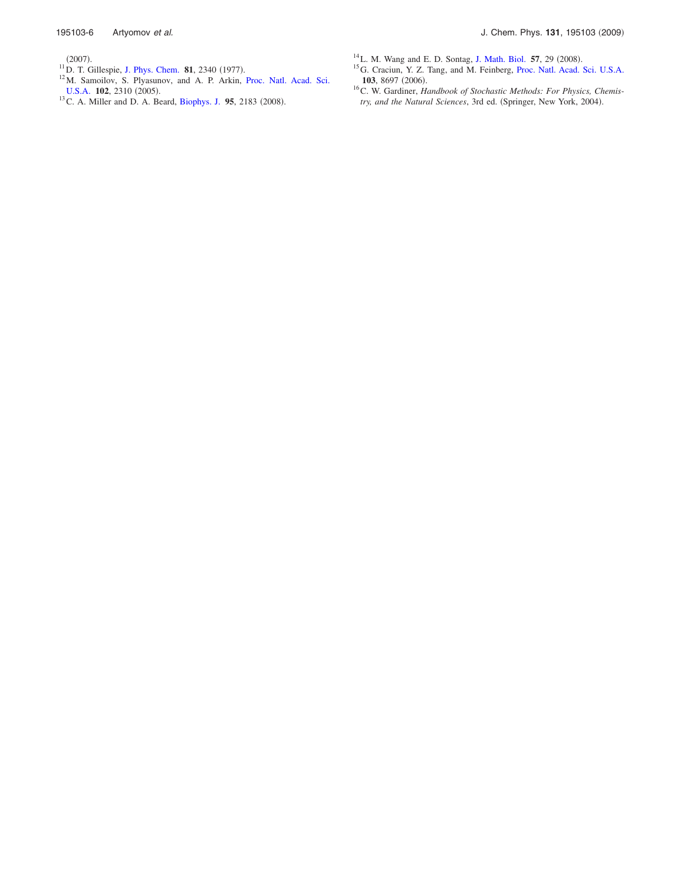(2007).

[11] D. T. Gillespie, J. Phys. Chem. **81**, 2340 (1977).

[12] M. Samoilov, S. Plyasunov, and A. P. Arkin, Proc. Natl. Acad. Sci. U.S.A. **102**, 2310 (2005).

[13] C. A. Miller and D. A. Beard, Biophys. J. **95**, 2183 (2008).

[14] L. M. Wang and E. D. Sontag, J. Math. Biol. **57**, 29 (2008).

[15] G. Craciun, Y. Z. Tang, and M. Feinberg, Proc. Natl. Acad. Sci. U.S.A. **103**, 8697 (2006).

[16] C. W. Gardiner, *Handbook of Stochastic Methods: For Physics, Chemistry, and the Natural Sciences*, 3rd ed. (Springer, New York, 2004).